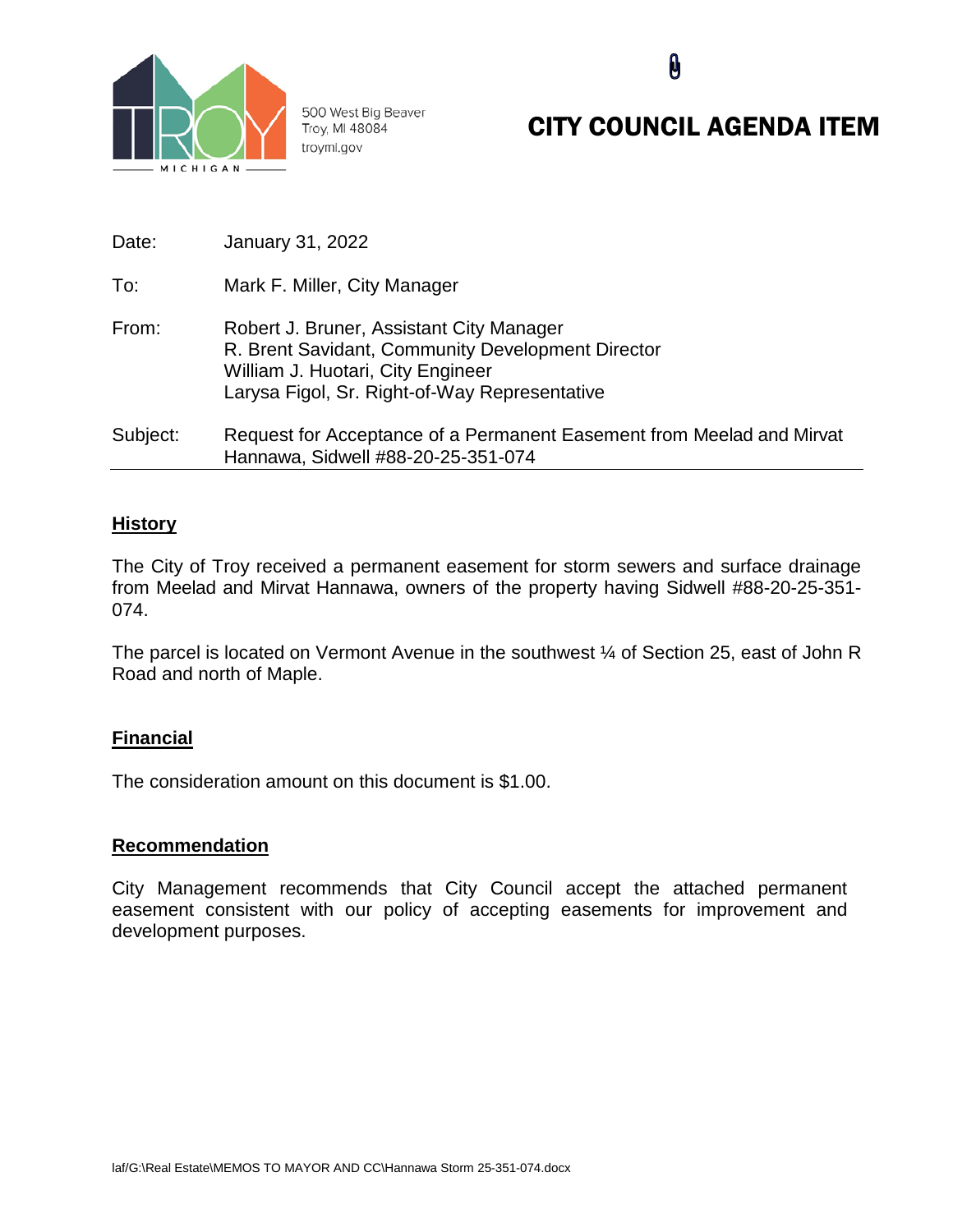500 West Big Beaver
Troy, MI 48084
troymi.gov

# CITY COUNCIL AGENDA ITEM

| | |
|---|---|
| Date: | January 31, 2022 |
| To: | Mark F. Miller, City Manager |
| From: | Robert J. Bruner, Assistant City Manager<br>R. Brent Savidant, Community Development Director<br>William J. Huotari, City Engineer<br>Larysa Figol, Sr. Right-of-Way Representative |
| Subject: | Request for Acceptance of a Permanent Easement from Meelad and Mirvat Hannawa, Sidwell #88-20-25-351-074 |

## History

The City of Troy received a permanent easement for storm sewers and surface drainage from Meelad and Mirvat Hannawa, owners of the property having Sidwell #88-20-25-351-074.

The parcel is located on Vermont Avenue in the southwest ¼ of Section 25, east of John R Road and north of Maple.

## Financial

The consideration amount on this document is $1.00.

## Recommendation

City Management recommends that City Council accept the attached permanent easement consistent with our policy of accepting easements for improvement and development purposes.

laf/G:\Real Estate\MEMOS TO MAYOR AND CC\Hannawa Storm 25-351-074.docx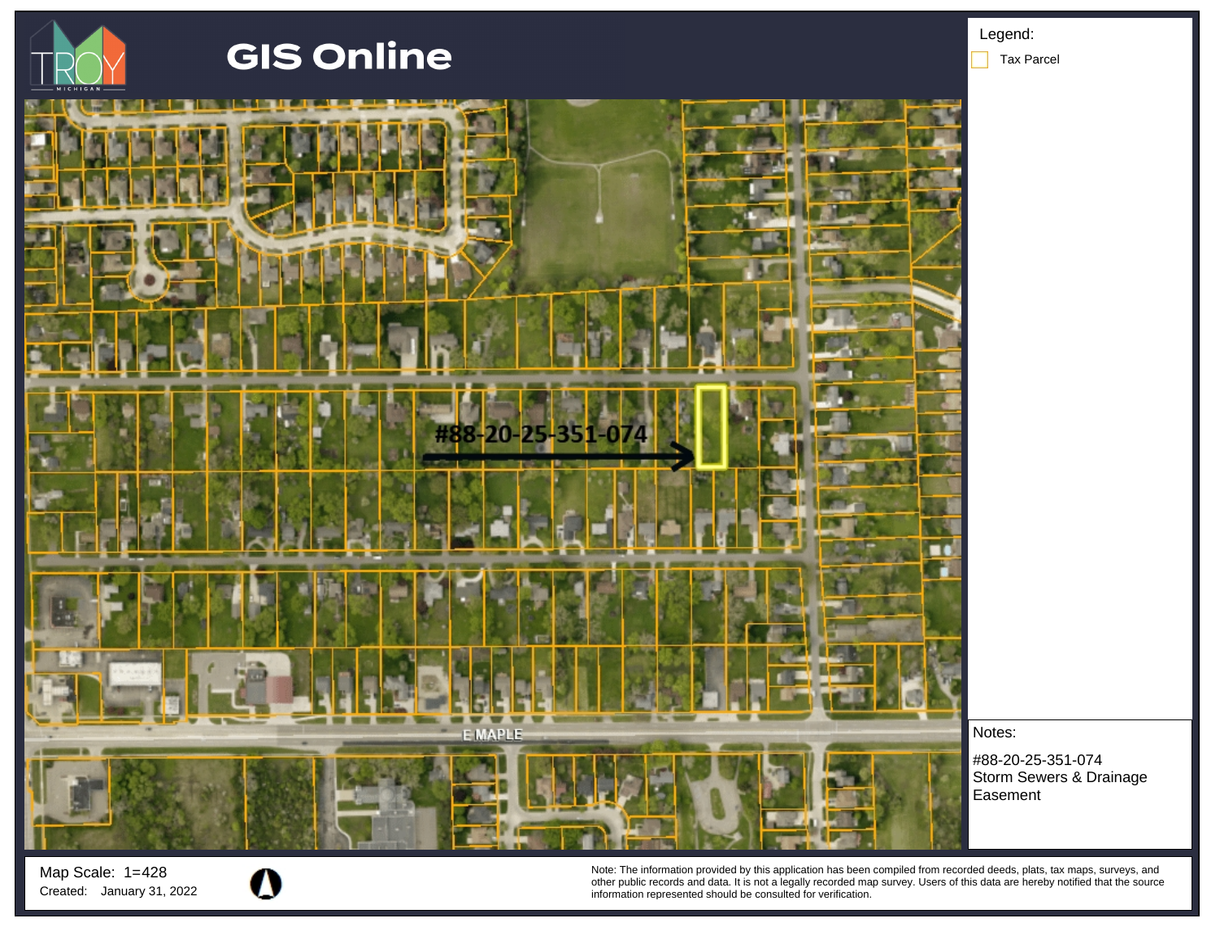# GIS Online

TROY MICHIGAN

Legend:

Tax Parcel

#88-20-25-351-074

E MAPLE

Notes:

#88-20-25-351-074
Storm Sewers & Drainage Easement

Map Scale: 1=428

Created: January 31, 2022

Note: The information provided by this application has been compiled from recorded deeds, plats, tax maps, surveys, and other public records and data. It is not a legally recorded map survey. Users of this data are hereby notified that the source information represented should be consulted for verification.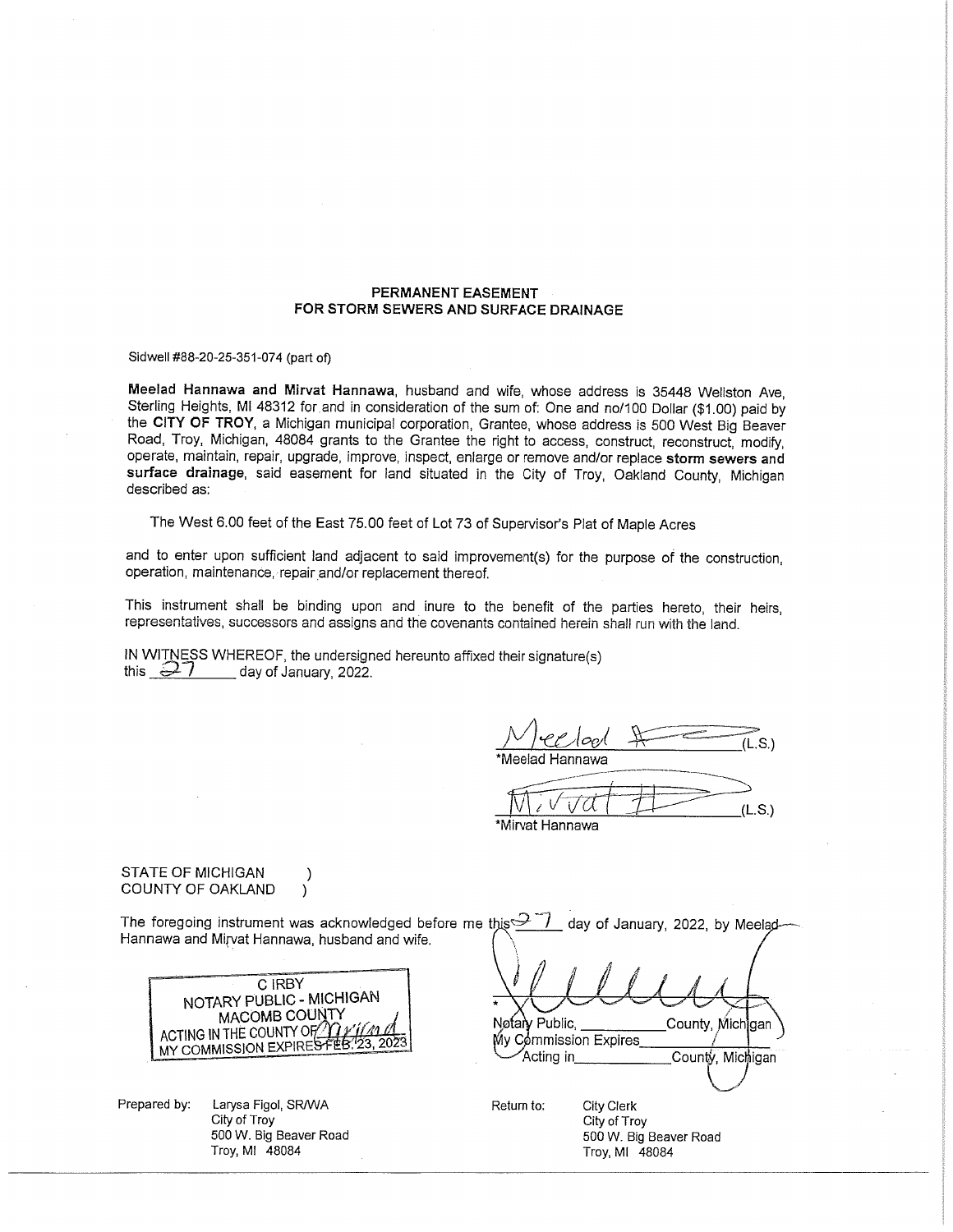## PERMANENT EASEMENT
## FOR STORM SEWERS AND SURFACE DRAINAGE

Sidwell #88-20-25-351-074 (part of)

**Meelad Hannawa and Mirvat Hannawa**, husband and wife, whose address is 35448 Wellston Ave, Sterling Heights, MI 48312 for and in consideration of the sum of: One and no/100 Dollar ($1.00) paid by the **CITY OF TROY**, a Michigan municipal corporation, Grantee, whose address is 500 West Big Beaver Road, Troy, Michigan, 48084 grants to the Grantee the right to access, construct, reconstruct, modify, operate, maintain, repair, upgrade, improve, inspect, enlarge or remove and/or replace **storm sewers and surface drainage**, said easement for land situated in the City of Troy, Oakland County, Michigan described as:

The West 6.00 feet of the East 75.00 feet of Lot 73 of Supervisor's Plat of Maple Acres

and to enter upon sufficient land adjacent to said improvement(s) for the purpose of the construction, operation, maintenance, repair and/or replacement thereof.

This instrument shall be binding upon and inure to the benefit of the parties hereto, their heirs, representatives, successors and assigns and the covenants contained herein shall run with the land.

IN WITNESS WHEREOF, the undersigned hereunto affixed their signature(s) this 27 day of January, 2022.

Meelad H (L.S.)
*Meelad Hannawa

Mirvat H (L.S.)
*Mirvat Hannawa

STATE OF MICHIGAN )
COUNTY OF OAKLAND )

The foregoing instrument was acknowledged before me this 27 day of January, 2022, by Meelad Hannawa and Mirvat Hannawa, husband and wife.

C IRBY
NOTARY PUBLIC - MICHIGAN
MACOMB COUNTY
ACTING IN THE COUNTY OF Oakland
MY COMMISSION EXPIRES FEB. 23, 2023

*
Notary Public, \_\_\_\_\_\_\_\_\_\_ County, Michigan
My Commission Expires\_\_\_\_\_\_\_\_\_\_
Acting in\_\_\_\_\_\_\_\_\_\_ County, Michigan

Prepared by: Larysa Figol, SR/WA
City of Troy
500 W. Big Beaver Road
Troy, MI 48084

Return to: City Clerk
City of Troy
500 W. Big Beaver Road
Troy, MI 48084